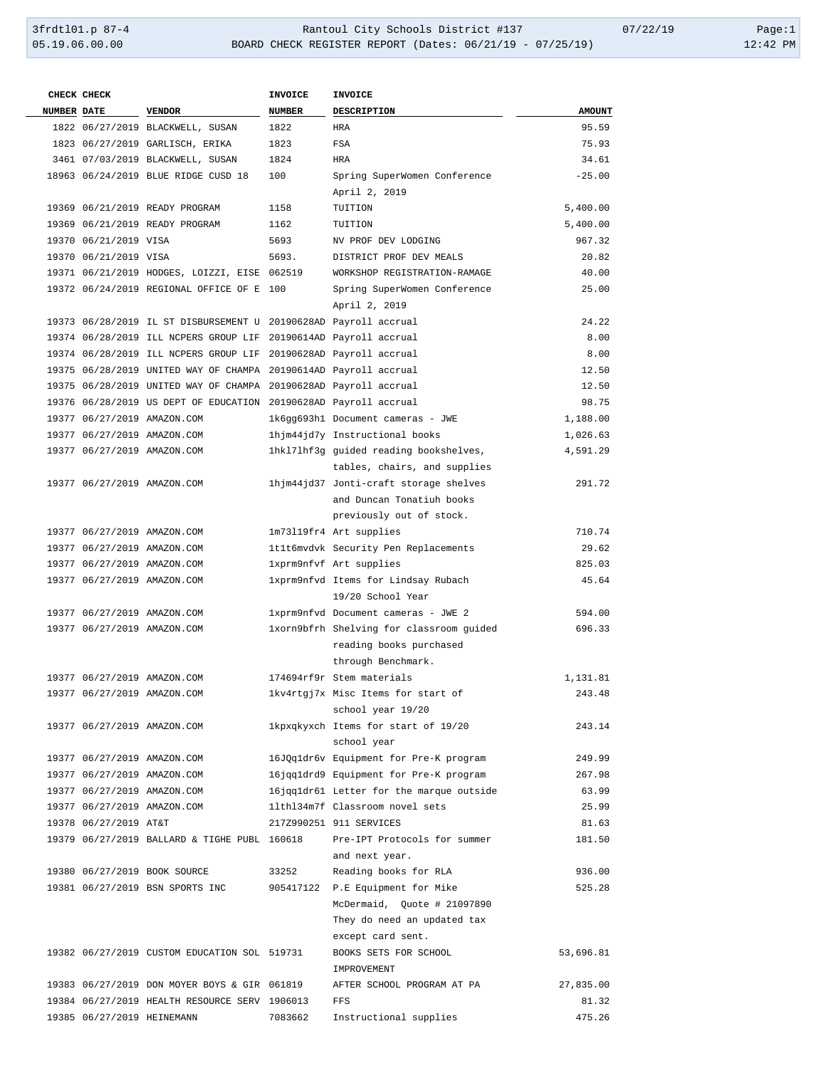| CHECK NUMBER | CHECK DATE | VENDOR | INVOICE NUMBER | INVOICE DESCRIPTION | AMOUNT |
|---|---|---|---|---|---|
| 1822 | 06/27/2019 | BLACKWELL, SUSAN | 1822 | HRA | 95.59 |
| 1823 | 06/27/2019 | GARLISCH, ERIKA | 1823 | FSA | 75.93 |
| 3461 | 07/03/2019 | BLACKWELL, SUSAN | 1824 | HRA | 34.61 |
| 18963 | 06/24/2019 | BLUE RIDGE CUSD 18 | 100 | Spring SuperWomen Conference April 2, 2019 | -25.00 |
| 19369 | 06/21/2019 | READY PROGRAM | 1158 | TUITION | 5,400.00 |
| 19369 | 06/21/2019 | READY PROGRAM | 1162 | TUITION | 5,400.00 |
| 19370 | 06/21/2019 | VISA | 5693 | NV PROF DEV LODGING | 967.32 |
| 19370 | 06/21/2019 | VISA | 5693. | DISTRICT PROF DEV MEALS | 20.82 |
| 19371 | 06/21/2019 | HODGES, LOIZZI, EISE | 062519 | WORKSHOP REGISTRATION-RAMAGE | 40.00 |
| 19372 | 06/24/2019 | REGIONAL OFFICE OF E | 100 | Spring SuperWomen Conference April 2, 2019 | 25.00 |
| 19373 | 06/28/2019 | IL ST DISBURSEMENT U | 20190628AD | Payroll accrual | 24.22 |
| 19374 | 06/28/2019 | ILL NCPERS GROUP LIF | 20190614AD | Payroll accrual | 8.00 |
| 19374 | 06/28/2019 | ILL NCPERS GROUP LIF | 20190628AD | Payroll accrual | 8.00 |
| 19375 | 06/28/2019 | UNITED WAY OF CHAMPA | 20190614AD | Payroll accrual | 12.50 |
| 19375 | 06/28/2019 | UNITED WAY OF CHAMPA | 20190628AD | Payroll accrual | 12.50 |
| 19376 | 06/28/2019 | US DEPT OF EDUCATION | 20190628AD | Payroll accrual | 98.75 |
| 19377 | 06/27/2019 | AMAZON.COM | 1k6gg693h1 | Document cameras - JWE | 1,188.00 |
| 19377 | 06/27/2019 | AMAZON.COM | 1hjm44jd7y | Instructional books | 1,026.63 |
| 19377 | 06/27/2019 | AMAZON.COM | 1hkl7lhf3g | guided reading bookshelves, tables, chairs, and supplies | 4,591.29 |
| 19377 | 06/27/2019 | AMAZON.COM | 1hjm44jd37 | Jonti-craft storage shelves and Duncan Tonatiuh books previously out of stock. | 291.72 |
| 19377 | 06/27/2019 | AMAZON.COM | 1m73l19fr4 | Art supplies | 710.74 |
| 19377 | 06/27/2019 | AMAZON.COM | 1t1t6mvdvk | Security Pen Replacements | 29.62 |
| 19377 | 06/27/2019 | AMAZON.COM | 1xprm9nfvf | Art supplies | 825.03 |
| 19377 | 06/27/2019 | AMAZON.COM | 1xprm9nfvd | Items for Lindsay Rubach 19/20 School Year | 45.64 |
| 19377 | 06/27/2019 | AMAZON.COM | 1xprm9nfvd | Document cameras - JWE 2 | 594.00 |
| 19377 | 06/27/2019 | AMAZON.COM | 1xorn9bfrh | Shelving for classroom guided reading books purchased through Benchmark. | 696.33 |
| 19377 | 06/27/2019 | AMAZON.COM | 174694rf9r | Stem materials | 1,131.81 |
| 19377 | 06/27/2019 | AMAZON.COM | 1kv4rtgj7x | Misc Items for start of school year 19/20 | 243.48 |
| 19377 | 06/27/2019 | AMAZON.COM | 1kpxqkyxch | Items for start of 19/20 school year | 243.14 |
| 19377 | 06/27/2019 | AMAZON.COM | 16JQq1dr6v | Equipment for Pre-K program | 249.99 |
| 19377 | 06/27/2019 | AMAZON.COM | 16jqq1drd9 | Equipment for Pre-K program | 267.98 |
| 19377 | 06/27/2019 | AMAZON.COM | 16jqq1dr61 | Letter for the marque outside | 63.99 |
| 19377 | 06/27/2019 | AMAZON.COM | 1lthl34m7f | Classroom novel sets | 25.99 |
| 19378 | 06/27/2019 | AT&T | 217Z990251 | 911 SERVICES | 81.63 |
| 19379 | 06/27/2019 | BALLARD & TIGHE PUBL | 160618 | Pre-IPT Protocols for summer and next year. | 181.50 |
| 19380 | 06/27/2019 | BOOK SOURCE | 33252 | Reading books for RLA | 936.00 |
| 19381 | 06/27/2019 | BSN SPORTS INC | 905417122 | P.E Equipment for Mike McDermaid, Quote # 21097890 They do need an updated tax except card sent. | 525.28 |
| 19382 | 06/27/2019 | CUSTOM EDUCATION SOL | 519731 | BOOKS SETS FOR SCHOOL IMPROVEMENT | 53,696.81 |
| 19383 | 06/27/2019 | DON MOYER BOYS & GIR | 061819 | AFTER SCHOOL PROGRAM AT PA | 27,835.00 |
| 19384 | 06/27/2019 | HEALTH RESOURCE SERV | 1906013 | FFS | 81.32 |
| 19385 | 06/27/2019 | HEINEMANN | 7083662 | Instructional supplies | 475.26 |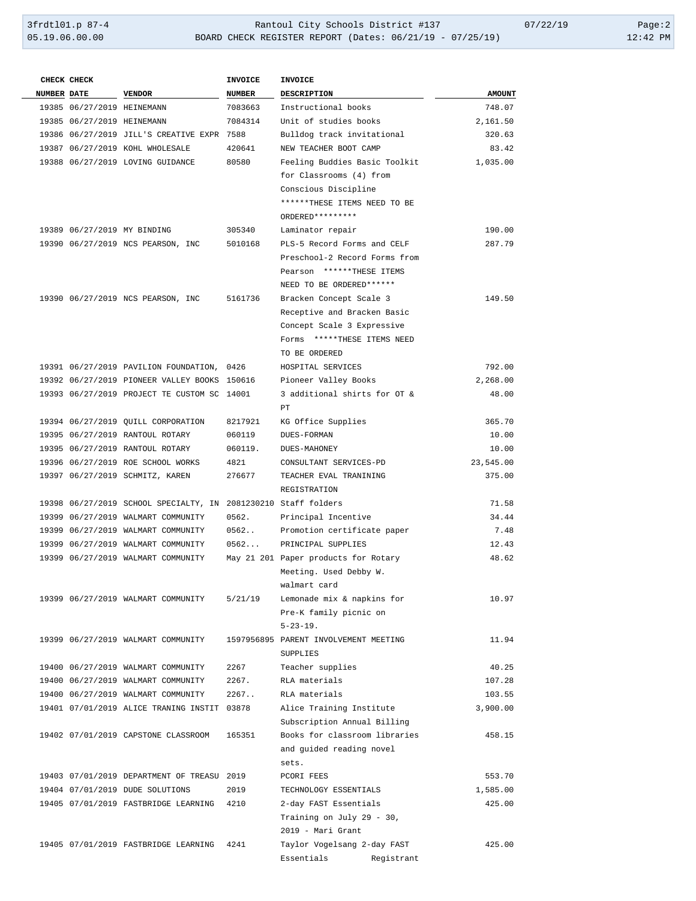| CHECK NUMBER | CHECK DATE | VENDOR | INVOICE NUMBER | INVOICE DESCRIPTION | AMOUNT |
|---|---|---|---|---|---|
| 19385 | 06/27/2019 | HEINEMANN | 7083663 | Instructional books | 748.07 |
| 19385 | 06/27/2019 | HEINEMANN | 7084314 | Unit of studies books | 2,161.50 |
| 19386 | 06/27/2019 | JILL'S CREATIVE EXPR | 7588 | Bulldog track invitational | 320.63 |
| 19387 | 06/27/2019 | KOHL WHOLESALE | 420641 | NEW TEACHER BOOT CAMP | 83.42 |
| 19388 | 06/27/2019 | LOVING GUIDANCE | 80580 | Feeling Buddies Basic Toolkit for Classrooms (4) from Conscious Discipline ******THESE ITEMS NEED TO BE ORDERED********* | 1,035.00 |
| 19389 | 06/27/2019 | MY BINDING | 305340 | Laminator repair | 190.00 |
| 19390 | 06/27/2019 | NCS PEARSON, INC | 5010168 | PLS-5 Record Forms and CELF Preschool-2 Record Forms from Pearson ******THESE ITEMS NEED TO BE ORDERED****** | 287.79 |
| 19390 | 06/27/2019 | NCS PEARSON, INC | 5161736 | Bracken Concept Scale 3 Receptive and Bracken Basic Concept Scale 3 Expressive Forms *****THESE ITEMS NEED TO BE ORDERED | 149.50 |
| 19391 | 06/27/2019 | PAVILION FOUNDATION, | 0426 | HOSPITAL SERVICES | 792.00 |
| 19392 | 06/27/2019 | PIONEER VALLEY BOOKS | 150616 | Pioneer Valley Books | 2,268.00 |
| 19393 | 06/27/2019 | PROJECT TE CUSTOM SC | 14001 | 3 additional shirts for OT & PT | 48.00 |
| 19394 | 06/27/2019 | QUILL CORPORATION | 8217921 | KG Office Supplies | 365.70 |
| 19395 | 06/27/2019 | RANTOUL ROTARY | 060119 | DUES-FORMAN | 10.00 |
| 19395 | 06/27/2019 | RANTOUL ROTARY | 060119. | DUES-MAHONEY | 10.00 |
| 19396 | 06/27/2019 | ROE SCHOOL WORKS | 4821 | CONSULTANT SERVICES-PD | 23,545.00 |
| 19397 | 06/27/2019 | SCHMITZ, KAREN | 276677 | TEACHER EVAL TRANINING REGISTRATION | 375.00 |
| 19398 | 06/27/2019 | SCHOOL SPECIALTY, IN | 2081230210 | Staff folders | 71.58 |
| 19399 | 06/27/2019 | WALMART COMMUNITY | 0562. | Principal Incentive | 34.44 |
| 19399 | 06/27/2019 | WALMART COMMUNITY | 0562.. | Promotion certificate paper | 7.48 |
| 19399 | 06/27/2019 | WALMART COMMUNITY | 0562... | PRINCIPAL SUPPLIES | 12.43 |
| 19399 | 06/27/2019 | WALMART COMMUNITY | May 21 201 | Paper products for Rotary Meeting. Used Debby W. walmart card | 48.62 |
| 19399 | 06/27/2019 | WALMART COMMUNITY | 5/21/19 | Lemonade mix & napkins for Pre-K family picnic on 5-23-19. | 10.97 |
| 19399 | 06/27/2019 | WALMART COMMUNITY | 1597956895 | PARENT INVOLVEMENT MEETING SUPPLIES | 11.94 |
| 19400 | 06/27/2019 | WALMART COMMUNITY | 2267 | Teacher supplies | 40.25 |
| 19400 | 06/27/2019 | WALMART COMMUNITY | 2267. | RLA materials | 107.28 |
| 19400 | 06/27/2019 | WALMART COMMUNITY | 2267.. | RLA materials | 103.55 |
| 19401 | 07/01/2019 | ALICE TRANING INSTIT | 03878 | Alice Training Institute Subscription Annual Billing | 3,900.00 |
| 19402 | 07/01/2019 | CAPSTONE CLASSROOM | 165351 | Books for classroom libraries and guided reading novel sets. | 458.15 |
| 19403 | 07/01/2019 | DEPARTMENT OF TREASU | 2019 | PCORI FEES | 553.70 |
| 19404 | 07/01/2019 | DUDE SOLUTIONS | 2019 | TECHNOLOGY ESSENTIALS | 1,585.00 |
| 19405 | 07/01/2019 | FASTBRIDGE LEARNING | 4210 | 2-day FAST Essentials Training on July 29 - 30, 2019 - Mari Grant | 425.00 |
| 19405 | 07/01/2019 | FASTBRIDGE LEARNING | 4241 | Taylor Vogelsang 2-day FAST Essentials Registrant | 425.00 |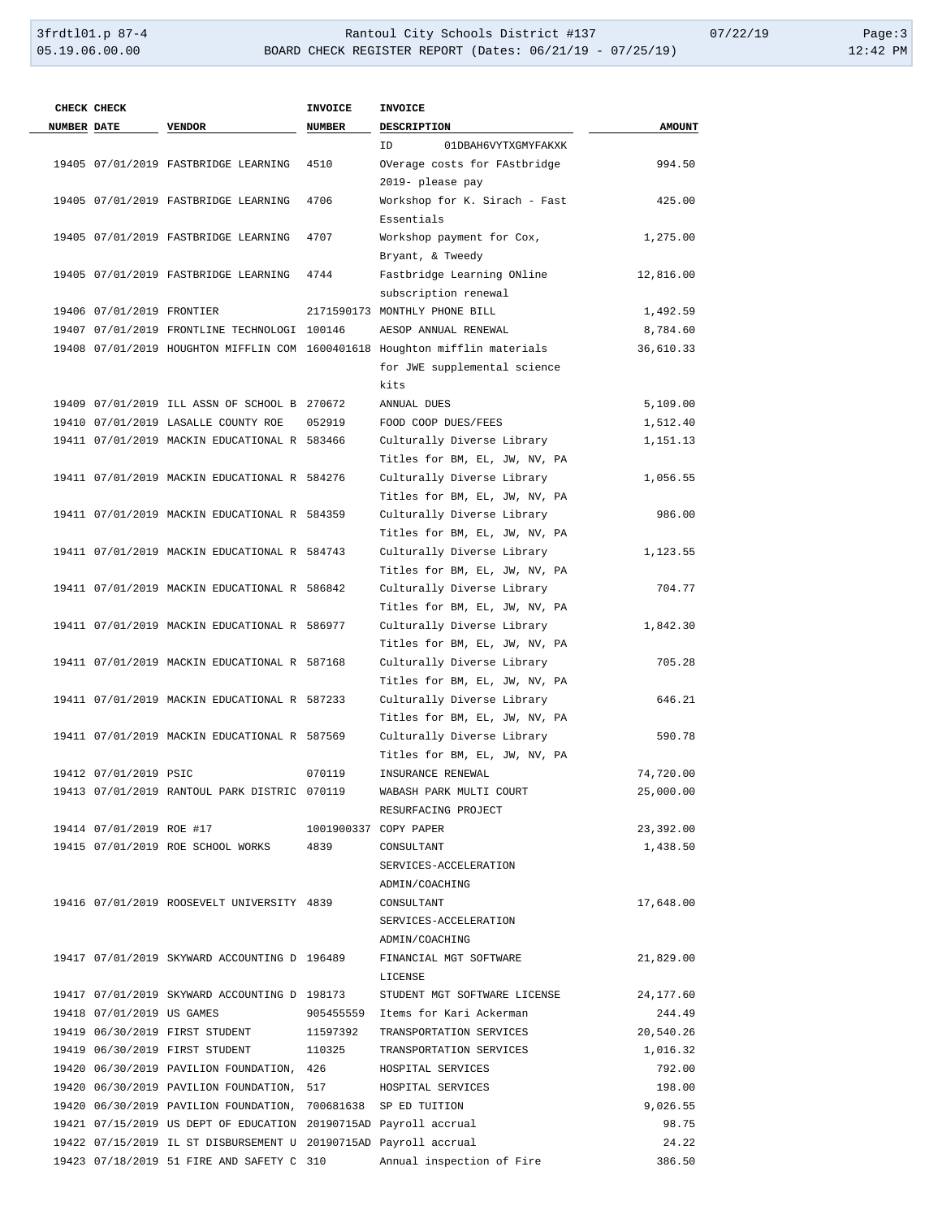| CHECK NUMBER | CHECK DATE | VENDOR | INVOICE NUMBER | INVOICE DESCRIPTION | AMOUNT |
|---|---|---|---|---|---|
| | | | | ID 01DBAH6VYTXGMYFAKXK | |
| 19405 | 07/01/2019 | FASTBRIDGE LEARNING | 4510 | OVerage costs for FAstbridge 2019- please pay | 994.50 |
| 19405 | 07/01/2019 | FASTBRIDGE LEARNING | 4706 | Workshop for K. Sirach - Fast Essentials | 425.00 |
| 19405 | 07/01/2019 | FASTBRIDGE LEARNING | 4707 | Workshop payment for Cox, Bryant, & Tweedy | 1,275.00 |
| 19405 | 07/01/2019 | FASTBRIDGE LEARNING | 4744 | Fastbridge Learning ONline subscription renewal | 12,816.00 |
| 19406 | 07/01/2019 | FRONTIER | 2171590173 | MONTHLY PHONE BILL | 1,492.59 |
| 19407 | 07/01/2019 | FRONTLINE TECHNOLOGI | 100146 | AESOP ANNUAL RENEWAL | 8,784.60 |
| 19408 | 07/01/2019 | HOUGHTON MIFFLIN COM | 1600401618 | Houghton mifflin materials for JWE supplemental science kits | 36,610.33 |
| 19409 | 07/01/2019 | ILL ASSN OF SCHOOL B | 270672 | ANNUAL DUES | 5,109.00 |
| 19410 | 07/01/2019 | LASALLE COUNTY ROE | 052919 | FOOD COOP DUES/FEES | 1,512.40 |
| 19411 | 07/01/2019 | MACKIN EDUCATIONAL R | 583466 | Culturally Diverse Library Titles for BM, EL, JW, NV, PA | 1,151.13 |
| 19411 | 07/01/2019 | MACKIN EDUCATIONAL R | 584276 | Culturally Diverse Library Titles for BM, EL, JW, NV, PA | 1,056.55 |
| 19411 | 07/01/2019 | MACKIN EDUCATIONAL R | 584359 | Culturally Diverse Library Titles for BM, EL, JW, NV, PA | 986.00 |
| 19411 | 07/01/2019 | MACKIN EDUCATIONAL R | 584743 | Culturally Diverse Library Titles for BM, EL, JW, NV, PA | 1,123.55 |
| 19411 | 07/01/2019 | MACKIN EDUCATIONAL R | 586842 | Culturally Diverse Library Titles for BM, EL, JW, NV, PA | 704.77 |
| 19411 | 07/01/2019 | MACKIN EDUCATIONAL R | 586977 | Culturally Diverse Library Titles for BM, EL, JW, NV, PA | 1,842.30 |
| 19411 | 07/01/2019 | MACKIN EDUCATIONAL R | 587168 | Culturally Diverse Library Titles for BM, EL, JW, NV, PA | 705.28 |
| 19411 | 07/01/2019 | MACKIN EDUCATIONAL R | 587233 | Culturally Diverse Library Titles for BM, EL, JW, NV, PA | 646.21 |
| 19411 | 07/01/2019 | MACKIN EDUCATIONAL R | 587569 | Culturally Diverse Library Titles for BM, EL, JW, NV, PA | 590.78 |
| 19412 | 07/01/2019 | PSIC | 070119 | INSURANCE RENEWAL | 74,720.00 |
| 19413 | 07/01/2019 | RANTOUL PARK DISTRIC | 070119 | WABASH PARK MULTI COURT RESURFACING PROJECT | 25,000.00 |
| 19414 | 07/01/2019 | ROE #17 | 1001900337 | COPY PAPER | 23,392.00 |
| 19415 | 07/01/2019 | ROE SCHOOL WORKS | 4839 | CONSULTANT SERVICES-ACCELERATION ADMIN/COACHING | 1,438.50 |
| 19416 | 07/01/2019 | ROOSEVELT UNIVERSITY | 4839 | CONSULTANT SERVICES-ACCELERATION ADMIN/COACHING | 17,648.00 |
| 19417 | 07/01/2019 | SKYWARD ACCOUNTING D | 196489 | FINANCIAL MGT SOFTWARE LICENSE | 21,829.00 |
| 19417 | 07/01/2019 | SKYWARD ACCOUNTING D | 198173 | STUDENT MGT SOFTWARE LICENSE | 24,177.60 |
| 19418 | 07/01/2019 | US GAMES | 905455559 | Items for Kari Ackerman | 244.49 |
| 19419 | 06/30/2019 | FIRST STUDENT | 11597392 | TRANSPORTATION SERVICES | 20,540.26 |
| 19419 | 06/30/2019 | FIRST STUDENT | 110325 | TRANSPORTATION SERVICES | 1,016.32 |
| 19420 | 06/30/2019 | PAVILION FOUNDATION, | 426 | HOSPITAL SERVICES | 792.00 |
| 19420 | 06/30/2019 | PAVILION FOUNDATION, | 517 | HOSPITAL SERVICES | 198.00 |
| 19420 | 06/30/2019 | PAVILION FOUNDATION, | 700681638 | SP ED TUITION | 9,026.55 |
| 19421 | 07/15/2019 | US DEPT OF EDUCATION | 20190715AD | Payroll accrual | 98.75 |
| 19422 | 07/15/2019 | IL ST DISBURSEMENT U | 20190715AD | Payroll accrual | 24.22 |
| 19423 | 07/18/2019 | 51 FIRE AND SAFETY C | 310 | Annual inspection of Fire | 386.50 |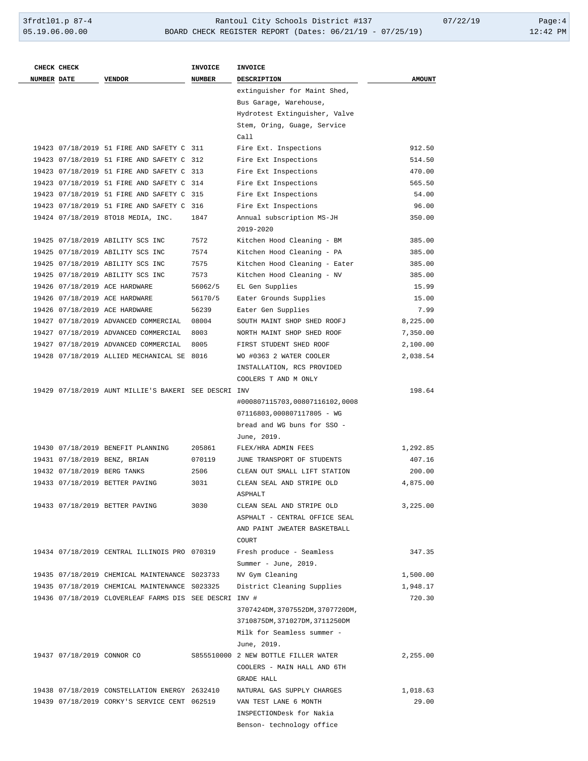| CHECK NUMBER | CHECK DATE | VENDOR | INVOICE NUMBER | INVOICE DESCRIPTION | AMOUNT |
|---|---|---|---|---|---|
| | | | | extinguisher for Maint Shed, Bus Garage, Warehouse, Hydrotest Extinguisher, Valve Stem, Oring, Guage, Service Call | |
| 19423 | 07/18/2019 | 51 FIRE AND SAFETY C | 311 | Fire Ext. Inspections | 912.50 |
| 19423 | 07/18/2019 | 51 FIRE AND SAFETY C | 312 | Fire Ext Inspections | 514.50 |
| 19423 | 07/18/2019 | 51 FIRE AND SAFETY C | 313 | Fire Ext Inspections | 470.00 |
| 19423 | 07/18/2019 | 51 FIRE AND SAFETY C | 314 | Fire Ext Inspections | 565.50 |
| 19423 | 07/18/2019 | 51 FIRE AND SAFETY C | 315 | Fire Ext Inspections | 54.00 |
| 19423 | 07/18/2019 | 51 FIRE AND SAFETY C | 316 | Fire Ext Inspections | 96.00 |
| 19424 | 07/18/2019 | 8TO18 MEDIA, INC. | 1847 | Annual subscription MS-JH 2019-2020 | 350.00 |
| 19425 | 07/18/2019 | ABILITY SCS INC | 7572 | Kitchen Hood Cleaning - BM | 385.00 |
| 19425 | 07/18/2019 | ABILITY SCS INC | 7574 | Kitchen Hood Cleaning - PA | 385.00 |
| 19425 | 07/18/2019 | ABILITY SCS INC | 7575 | Kitchen Hood Cleaning - Eater | 385.00 |
| 19425 | 07/18/2019 | ABILITY SCS INC | 7573 | Kitchen Hood Cleaning - NV | 385.00 |
| 19426 | 07/18/2019 | ACE HARDWARE | 56062/5 | EL Gen Supplies | 15.99 |
| 19426 | 07/18/2019 | ACE HARDWARE | 56170/5 | Eater Grounds Supplies | 15.00 |
| 19426 | 07/18/2019 | ACE HARDWARE | 56239 | Eater Gen Supplies | 7.99 |
| 19427 | 07/18/2019 | ADVANCED COMMERCIAL | 08004 | SOUTH MAINT SHOP SHED ROOFJ | 8,225.00 |
| 19427 | 07/18/2019 | ADVANCED COMMERCIAL | 8003 | NORTH MAINT SHOP SHED ROOF | 7,350.00 |
| 19427 | 07/18/2019 | ADVANCED COMMERCIAL | 8005 | FIRST STUDENT SHED ROOF | 2,100.00 |
| 19428 | 07/18/2019 | ALLIED MECHANICAL SE | 8016 | WO #0363 2 WATER COOLER INSTALLATION, RCS PROVIDED COOLERS T AND M ONLY | 2,038.54 |
| 19429 | 07/18/2019 | AUNT MILLIE'S BAKERI | SEE DESCRI | INV #000807115703,00807116102,000807116803,000807117805 - WG bread and WG buns for SSO - June, 2019. | 198.64 |
| 19430 | 07/18/2019 | BENEFIT PLANNING | 205861 | FLEX/HRA ADMIN FEES | 1,292.85 |
| 19431 | 07/18/2019 | BENZ, BRIAN | 070119 | JUNE TRANSPORT OF STUDENTS | 407.16 |
| 19432 | 07/18/2019 | BERG TANKS | 2506 | CLEAN OUT SMALL LIFT STATION | 200.00 |
| 19433 | 07/18/2019 | BETTER PAVING | 3031 | CLEAN SEAL AND STRIPE OLD ASPHALT | 4,875.00 |
| 19433 | 07/18/2019 | BETTER PAVING | 3030 | CLEAN SEAL AND STRIPE OLD ASPHALT - CENTRAL OFFICE SEAL AND PAINT JWEATER BASKETBALL COURT | 3,225.00 |
| 19434 | 07/18/2019 | CENTRAL ILLINOIS PRO | 070319 | Fresh produce - Seamless Summer - June, 2019. | 347.35 |
| 19435 | 07/18/2019 | CHEMICAL MAINTENANCE | S023733 | NV Gym Cleaning | 1,500.00 |
| 19435 | 07/18/2019 | CHEMICAL MAINTENANCE | S023325 | District Cleaning Supplies | 1,948.17 |
| 19436 | 07/18/2019 | CLOVERLEAF FARMS DIS | SEE DESCRI | INV # 3707424DM,3707552DM,3707720DM,3710875DM,371027DM,3711250DM Milk for Seamless summer - June, 2019. | 720.30 |
| 19437 | 07/18/2019 | CONNOR CO | S855510000 | 2 NEW BOTTLE FILLER WATER COOLERS - MAIN HALL AND 6TH GRADE HALL | 2,255.00 |
| 19438 | 07/18/2019 | CONSTELLATION ENERGY | 2632410 | NATURAL GAS SUPPLY CHARGES | 1,018.63 |
| 19439 | 07/18/2019 | CORKY'S SERVICE CENT | 062519 | VAN TEST LANE 6 MONTH INSPECTIONDesk for Nakia Benson- technology office | 29.00 |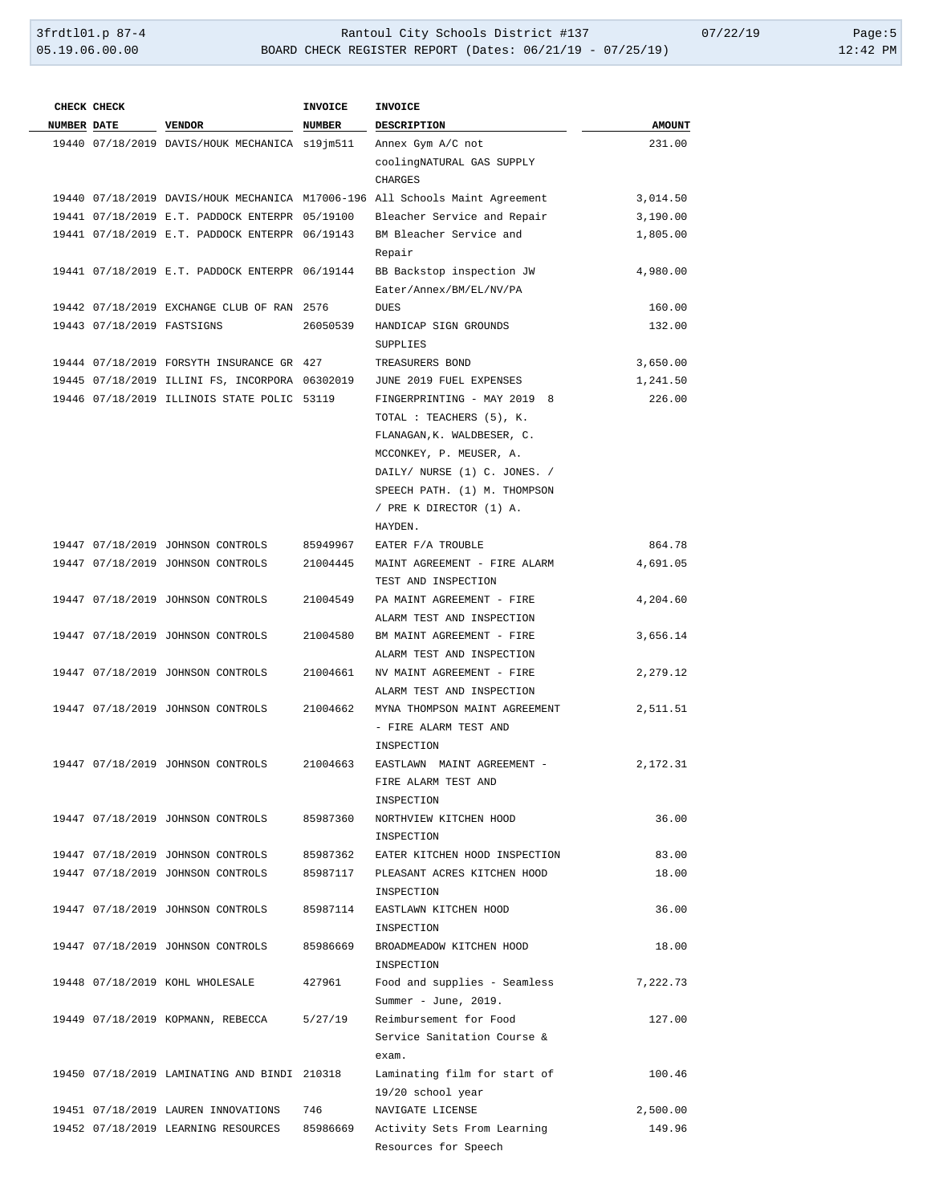| CHECK NUMBER | CHECK DATE | VENDOR | INVOICE NUMBER | INVOICE DESCRIPTION | AMOUNT |
|---|---|---|---|---|---|
| 19440 | 07/18/2019 | DAVIS/HOUK MECHANICA | s19jm511 | Annex Gym A/C not coolingNATURAL GAS SUPPLY CHARGES | 231.00 |
| 19440 | 07/18/2019 | DAVIS/HOUK MECHANICA | M17006-196 | All Schools Maint Agreement | 3,014.50 |
| 19441 | 07/18/2019 | E.T. PADDOCK ENTERPR | 05/19100 | Bleacher Service and Repair | 3,190.00 |
| 19441 | 07/18/2019 | E.T. PADDOCK ENTERPR | 06/19143 | BM Bleacher Service and Repair | 1,805.00 |
| 19441 | 07/18/2019 | E.T. PADDOCK ENTERPR | 06/19144 | BB Backstop inspection JW Eater/Annex/BM/EL/NV/PA | 4,980.00 |
| 19442 | 07/18/2019 | EXCHANGE CLUB OF RAN | 2576 | DUES | 160.00 |
| 19443 | 07/18/2019 | FASTSIGNS | 26050539 | HANDICAP SIGN GROUNDS SUPPLIES | 132.00 |
| 19444 | 07/18/2019 | FORSYTH INSURANCE GR | 427 | TREASURERS BOND | 3,650.00 |
| 19445 | 07/18/2019 | ILLINI FS, INCORPORA | 06302019 | JUNE 2019 FUEL EXPENSES | 1,241.50 |
| 19446 | 07/18/2019 | ILLINOIS STATE POLIC | 53119 | FINGERPRINTING - MAY 2019 8 TOTAL : TEACHERS (5), K. FLANAGAN,K. WALDBESER, C. MCCONKEY, P. MEUSER, A. DAILY/ NURSE (1) C. JONES. / SPEECH PATH. (1) M. THOMPSON / PRE K DIRECTOR (1) A. HAYDEN. | 226.00 |
| 19447 | 07/18/2019 | JOHNSON CONTROLS | 85949967 | EATER F/A TROUBLE | 864.78 |
| 19447 | 07/18/2019 | JOHNSON CONTROLS | 21004445 | MAINT AGREEMENT - FIRE ALARM TEST AND INSPECTION | 4,691.05 |
| 19447 | 07/18/2019 | JOHNSON CONTROLS | 21004549 | PA MAINT AGREEMENT - FIRE ALARM TEST AND INSPECTION | 4,204.60 |
| 19447 | 07/18/2019 | JOHNSON CONTROLS | 21004580 | BM MAINT AGREEMENT - FIRE ALARM TEST AND INSPECTION | 3,656.14 |
| 19447 | 07/18/2019 | JOHNSON CONTROLS | 21004661 | NV MAINT AGREEMENT - FIRE ALARM TEST AND INSPECTION | 2,279.12 |
| 19447 | 07/18/2019 | JOHNSON CONTROLS | 21004662 | MYNA THOMPSON MAINT AGREEMENT - FIRE ALARM TEST AND INSPECTION | 2,511.51 |
| 19447 | 07/18/2019 | JOHNSON CONTROLS | 21004663 | EASTLAWN MAINT AGREEMENT - FIRE ALARM TEST AND INSPECTION | 2,172.31 |
| 19447 | 07/18/2019 | JOHNSON CONTROLS | 85987360 | NORTHVIEW KITCHEN HOOD INSPECTION | 36.00 |
| 19447 | 07/18/2019 | JOHNSON CONTROLS | 85987362 | EATER KITCHEN HOOD INSPECTION | 83.00 |
| 19447 | 07/18/2019 | JOHNSON CONTROLS | 85987117 | PLEASANT ACRES KITCHEN HOOD INSPECTION | 18.00 |
| 19447 | 07/18/2019 | JOHNSON CONTROLS | 85987114 | EASTLAWN KITCHEN HOOD INSPECTION | 36.00 |
| 19447 | 07/18/2019 | JOHNSON CONTROLS | 85986669 | BROADMEADOW KITCHEN HOOD INSPECTION | 18.00 |
| 19448 | 07/18/2019 | KOHL WHOLESALE | 427961 | Food and supplies - Seamless Summer - June, 2019. | 7,222.73 |
| 19449 | 07/18/2019 | KOPMANN, REBECCA | 5/27/19 | Reimbursement for Food Service Sanitation Course & exam. | 127.00 |
| 19450 | 07/18/2019 | LAMINATING AND BINDI | 210318 | Laminating film for start of 19/20 school year | 100.46 |
| 19451 | 07/18/2019 | LAUREN INNOVATIONS | 746 | NAVIGATE LICENSE | 2,500.00 |
| 19452 | 07/18/2019 | LEARNING RESOURCES | 85986669 | Activity Sets From Learning Resources for Speech | 149.96 |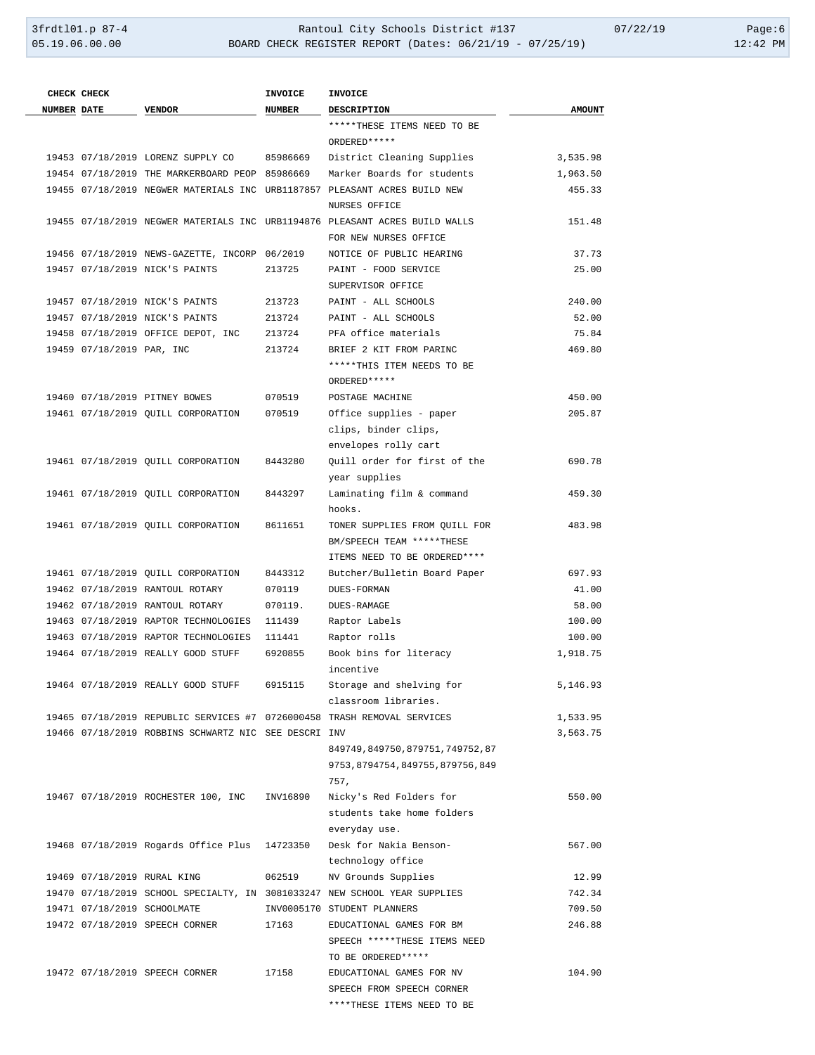| CHECK NUMBER | CHECK DATE | VENDOR | INVOICE NUMBER | INVOICE DESCRIPTION | AMOUNT |
|---|---|---|---|---|---|
| | | | | *****THESE ITEMS NEED TO BE ORDERED***** | |
| 19453 | 07/18/2019 | LORENZ SUPPLY CO | 85986669 | District Cleaning Supplies | 3,535.98 |
| 19454 | 07/18/2019 | THE MARKERBOARD PEOP | 85986669 | Marker Boards for students | 1,963.50 |
| 19455 | 07/18/2019 | NEGWER MATERIALS INC | URB1187857 | PLEASANT ACRES BUILD NEW NURSES OFFICE | 455.33 |
| 19455 | 07/18/2019 | NEGWER MATERIALS INC | URB1194876 | PLEASANT ACRES BUILD WALLS FOR NEW NURSES OFFICE | 151.48 |
| 19456 | 07/18/2019 | NEWS-GAZETTE, INCORP | 06/2019 | NOTICE OF PUBLIC HEARING | 37.73 |
| 19457 | 07/18/2019 | NICK'S PAINTS | 213725 | PAINT - FOOD SERVICE SUPERVISOR OFFICE | 25.00 |
| 19457 | 07/18/2019 | NICK'S PAINTS | 213723 | PAINT - ALL SCHOOLS | 240.00 |
| 19457 | 07/18/2019 | NICK'S PAINTS | 213724 | PAINT - ALL SCHOOLS | 52.00 |
| 19458 | 07/18/2019 | OFFICE DEPOT, INC | 213724 | PFA office materials | 75.84 |
| 19459 | 07/18/2019 | PAR, INC | 213724 | BRIEF 2 KIT FROM PARINC *****THIS ITEM NEEDS TO BE ORDERED***** | 469.80 |
| 19460 | 07/18/2019 | PITNEY BOWES | 070519 | POSTAGE MACHINE | 450.00 |
| 19461 | 07/18/2019 | QUILL CORPORATION | 070519 | Office supplies - paper clips, binder clips, envelopes rolly cart | 205.87 |
| 19461 | 07/18/2019 | QUILL CORPORATION | 8443280 | Quill order for first of the year supplies | 690.78 |
| 19461 | 07/18/2019 | QUILL CORPORATION | 8443297 | Laminating film & command hooks. | 459.30 |
| 19461 | 07/18/2019 | QUILL CORPORATION | 8611651 | TONER SUPPLIES FROM QUILL FOR BM/SPEECH TEAM *****THESE ITEMS NEED TO BE ORDERED**** | 483.98 |
| 19461 | 07/18/2019 | QUILL CORPORATION | 8443312 | Butcher/Bulletin Board Paper | 697.93 |
| 19462 | 07/18/2019 | RANTOUL ROTARY | 070119 | DUES-FORMAN | 41.00 |
| 19462 | 07/18/2019 | RANTOUL ROTARY | 070119. | DUES-RAMAGE | 58.00 |
| 19463 | 07/18/2019 | RAPTOR TECHNOLOGIES | 111439 | Raptor Labels | 100.00 |
| 19463 | 07/18/2019 | RAPTOR TECHNOLOGIES | 111441 | Raptor rolls | 100.00 |
| 19464 | 07/18/2019 | REALLY GOOD STUFF | 6920855 | Book bins for literacy incentive | 1,918.75 |
| 19464 | 07/18/2019 | REALLY GOOD STUFF | 6915115 | Storage and shelving for classroom libraries. | 5,146.93 |
| 19465 | 07/18/2019 | REPUBLIC SERVICES #7 | 0726000458 | TRASH REMOVAL SERVICES | 1,533.95 |
| 19466 | 07/18/2019 | ROBBINS SCHWARTZ NIC | SEE DESCRI | INV 849749,849750,879751,749752,879753,8794754,849755,879756,849757, | 3,563.75 |
| 19467 | 07/18/2019 | ROCHESTER 100, INC | INV16890 | Nicky's Red Folders for students take home folders everyday use. | 550.00 |
| 19468 | 07/18/2019 | Rogards Office Plus | 14723350 | Desk for Nakia Benson-technology office | 567.00 |
| 19469 | 07/18/2019 | RURAL KING | 062519 | NV Grounds Supplies | 12.99 |
| 19470 | 07/18/2019 | SCHOOL SPECIALTY, IN | 3081033247 | NEW SCHOOL YEAR SUPPLIES | 742.34 |
| 19471 | 07/18/2019 | SCHOOLMATE | INV0005170 | STUDENT PLANNERS | 709.50 |
| 19472 | 07/18/2019 | SPEECH CORNER | 17163 | EDUCATIONAL GAMES FOR BM SPEECH *****THESE ITEMS NEED TO BE ORDERED***** | 246.88 |
| 19472 | 07/18/2019 | SPEECH CORNER | 17158 | EDUCATIONAL GAMES FOR NV SPEECH FROM SPEECH CORNER ****THESE ITEMS NEED TO BE | 104.90 |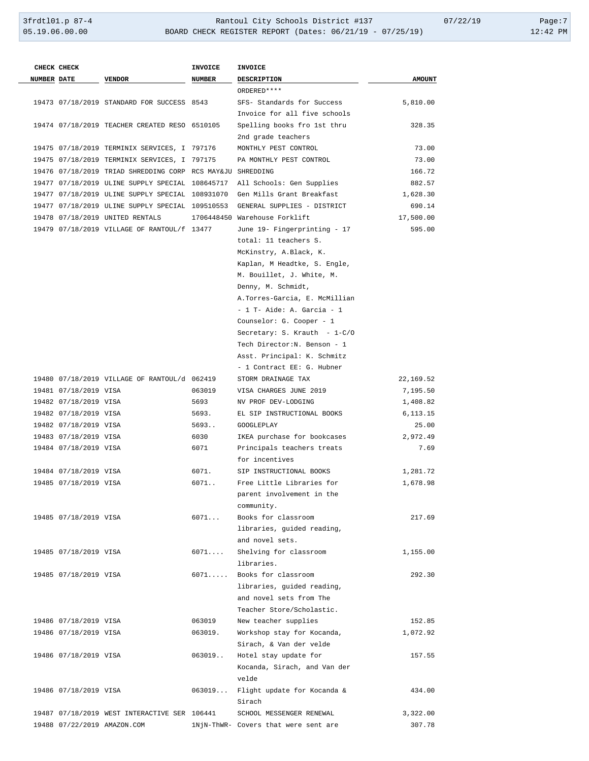| CHECK NUMBER | CHECK DATE | VENDOR | INVOICE NUMBER | INVOICE DESCRIPTION | AMOUNT |
|---|---|---|---|---|---|
| | | | | ORDERED**** | |
| 19473 | 07/18/2019 | STANDARD FOR SUCCESS | 8543 | SFS- Standards for Success Invoice for all five schools | 5,810.00 |
| 19474 | 07/18/2019 | TEACHER CREATED RESO | 6510105 | Spelling books fro 1st thru 2nd grade teachers | 328.35 |
| 19475 | 07/18/2019 | TERMINIX SERVICES, I | 797176 | MONTHLY PEST CONTROL | 73.00 |
| 19475 | 07/18/2019 | TERMINIX SERVICES, I | 797175 | PA MONTHLY PEST CONTROL | 73.00 |
| 19476 | 07/18/2019 | TRIAD SHREDDING CORP | RCS MAY&JU | SHREDDING | 166.72 |
| 19477 | 07/18/2019 | ULINE SUPPLY SPECIAL | 108645717 | All Schools: Gen Supplies | 882.57 |
| 19477 | 07/18/2019 | ULINE SUPPLY SPECIAL | 108931070 | Gen Mills Grant Breakfast | 1,628.30 |
| 19477 | 07/18/2019 | ULINE SUPPLY SPECIAL | 109510553 | GENERAL SUPPLIES - DISTRICT | 690.14 |
| 19478 | 07/18/2019 | UNITED RENTALS | 1706448450 | Warehouse Forklift | 17,500.00 |
| 19479 | 07/18/2019 | VILLAGE OF RANTOUL/f | 13477 | June 19- Fingerprinting - 17 total: 11 teachers S. McKinstry, A.Black, K. Kaplan, M Headtke, S. Engle, M. Bouillet, J. White, M. Denny, M. Schmidt, A.Torres-Garcia, E. McMillian - 1 T- Aide: A. Garcia - 1 Counselor: G. Cooper - 1 Secretary: S. Krauth - 1-C/O Tech Director:N. Benson - 1 Asst. Principal: K. Schmitz - 1 Contract EE: G. Hubner | 595.00 |
| 19480 | 07/18/2019 | VILLAGE OF RANTOUL/d | 062419 | STORM DRAINAGE TAX | 22,169.52 |
| 19481 | 07/18/2019 | VISA | 063019 | VISA CHARGES JUNE 2019 | 7,195.50 |
| 19482 | 07/18/2019 | VISA | 5693 | NV PROF DEV-LODGING | 1,408.82 |
| 19482 | 07/18/2019 | VISA | 5693. | EL SIP INSTRUCTIONAL BOOKS | 6,113.15 |
| 19482 | 07/18/2019 | VISA | 5693.. | GOOGLEPLAY | 25.00 |
| 19483 | 07/18/2019 | VISA | 6030 | IKEA purchase for bookcases | 2,972.49 |
| 19484 | 07/18/2019 | VISA | 6071 | Principals teachers treats for incentives | 7.69 |
| 19484 | 07/18/2019 | VISA | 6071. | SIP INSTRUCTIONAL BOOKS | 1,281.72 |
| 19485 | 07/18/2019 | VISA | 6071.. | Free Little Libraries for parent involvement in the community. | 1,678.98 |
| 19485 | 07/18/2019 | VISA | 6071... | Books for classroom libraries, guided reading, and novel sets. | 217.69 |
| 19485 | 07/18/2019 | VISA | 6071.... | Shelving for classroom libraries. | 1,155.00 |
| 19485 | 07/18/2019 | VISA | 6071..... | Books for classroom libraries, guided reading, and novel sets from The Teacher Store/Scholastic. | 292.30 |
| 19486 | 07/18/2019 | VISA | 063019 | New teacher supplies | 152.85 |
| 19486 | 07/18/2019 | VISA | 063019. | Workshop stay for Kocanda, Sirach, & Van der velde | 1,072.92 |
| 19486 | 07/18/2019 | VISA | 063019.. | Hotel stay update for Kocanda, Sirach, and Van der velde | 157.55 |
| 19486 | 07/18/2019 | VISA | 063019... | Flight update for Kocanda & Sirach | 434.00 |
| 19487 | 07/18/2019 | WEST INTERACTIVE SER | 106441 | SCHOOL MESSENGER RENEWAL | 3,322.00 |
| 19488 | 07/22/2019 | AMAZON.COM | 1NjN-ThWR- | Covers that were sent are | 307.78 |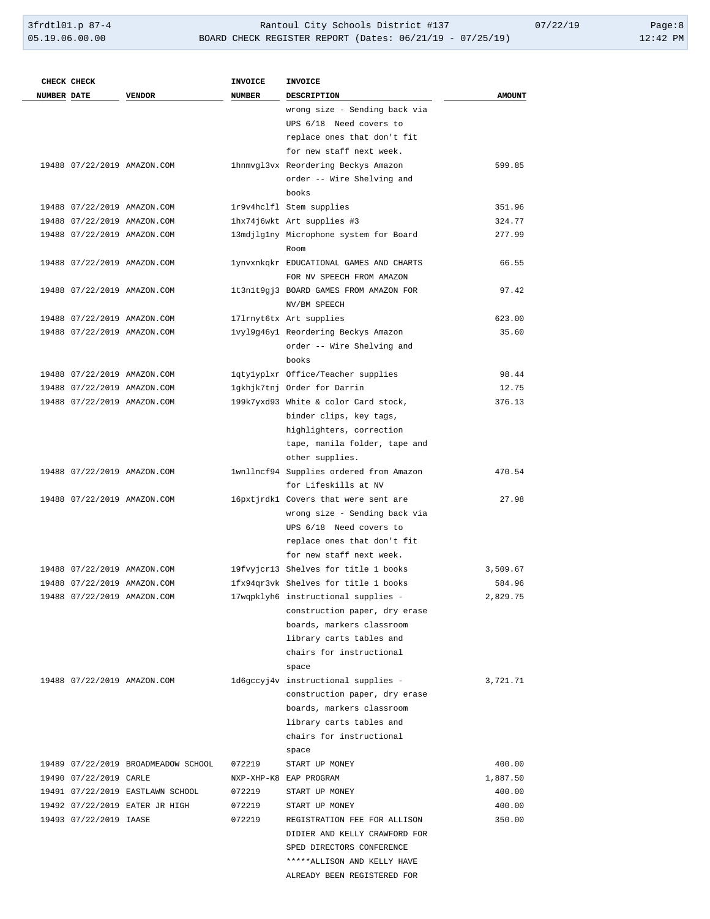| CHECK NUMBER | CHECK DATE | VENDOR | INVOICE NUMBER | INVOICE DESCRIPTION | AMOUNT |
|---|---|---|---|---|---|
| | | | | wrong size - Sending back via UPS 6/18 Need covers to replace ones that don't fit for new staff next week. | |
| 19488 | 07/22/2019 | AMAZON.COM | 1hnmvgl3vx | Reordering Beckys Amazon order -- Wire Shelving and books | 599.85 |
| 19488 | 07/22/2019 | AMAZON.COM | 1r9v4hclfl | Stem supplies | 351.96 |
| 19488 | 07/22/2019 | AMAZON.COM | 1hx74j6wkt | Art supplies #3 | 324.77 |
| 19488 | 07/22/2019 | AMAZON.COM | 13mdjlg1ny | Microphone system for Board Room | 277.99 |
| 19488 | 07/22/2019 | AMAZON.COM | 1ynvxnkqkr | EDUCATIONAL GAMES AND CHARTS FOR NV SPEECH FROM AMAZON | 66.55 |
| 19488 | 07/22/2019 | AMAZON.COM | 1t3n1t9gj3 | BOARD GAMES FROM AMAZON FOR NV/BM SPEECH | 97.42 |
| 19488 | 07/22/2019 | AMAZON.COM | 17lrnyt6tx | Art supplies | 623.00 |
| 19488 | 07/22/2019 | AMAZON.COM | 1vyl9g46y1 | Reordering Beckys Amazon order -- Wire Shelving and books | 35.60 |
| 19488 | 07/22/2019 | AMAZON.COM | 1qty1yplxr | Office/Teacher supplies | 98.44 |
| 19488 | 07/22/2019 | AMAZON.COM | 1gkhjk7tnj | Order for Darrin | 12.75 |
| 19488 | 07/22/2019 | AMAZON.COM | 199k7yxd93 | White & color Card stock, binder clips, key tags, highlighters, correction tape, manila folder, tape and other supplies. | 376.13 |
| 19488 | 07/22/2019 | AMAZON.COM | 1wnllncf94 | Supplies ordered from Amazon for Lifeskills at NV | 470.54 |
| 19488 | 07/22/2019 | AMAZON.COM | 16pxtjrdk1 | Covers that were sent are wrong size - Sending back via UPS 6/18 Need covers to replace ones that don't fit for new staff next week. | 27.98 |
| 19488 | 07/22/2019 | AMAZON.COM | 19fvyjcr13 | Shelves for title 1 books | 3,509.67 |
| 19488 | 07/22/2019 | AMAZON.COM | 1fx94qr3vk | Shelves for title 1 books | 584.96 |
| 19488 | 07/22/2019 | AMAZON.COM | 17wqpklyh6 | instructional supplies - construction paper, dry erase boards, markers classroom library carts tables and chairs for instructional space | 2,829.75 |
| 19488 | 07/22/2019 | AMAZON.COM | 1d6gccyj4v | instructional supplies - construction paper, dry erase boards, markers classroom library carts tables and chairs for instructional space | 3,721.71 |
| 19489 | 07/22/2019 | BROADMEADOW SCHOOL | 072219 | START UP MONEY | 400.00 |
| 19490 | 07/22/2019 | CARLE | NXP-XHP-K8 | EAP PROGRAM | 1,887.50 |
| 19491 | 07/22/2019 | EASTLAWN SCHOOL | 072219 | START UP MONEY | 400.00 |
| 19492 | 07/22/2019 | EATER JR HIGH | 072219 | START UP MONEY | 400.00 |
| 19493 | 07/22/2019 | IAASE | 072219 | REGISTRATION FEE FOR ALLISON DIDIER AND KELLY CRAWFORD FOR SPED DIRECTORS CONFERENCE *****ALLISON AND KELLY HAVE ALREADY BEEN REGISTERED FOR | 350.00 |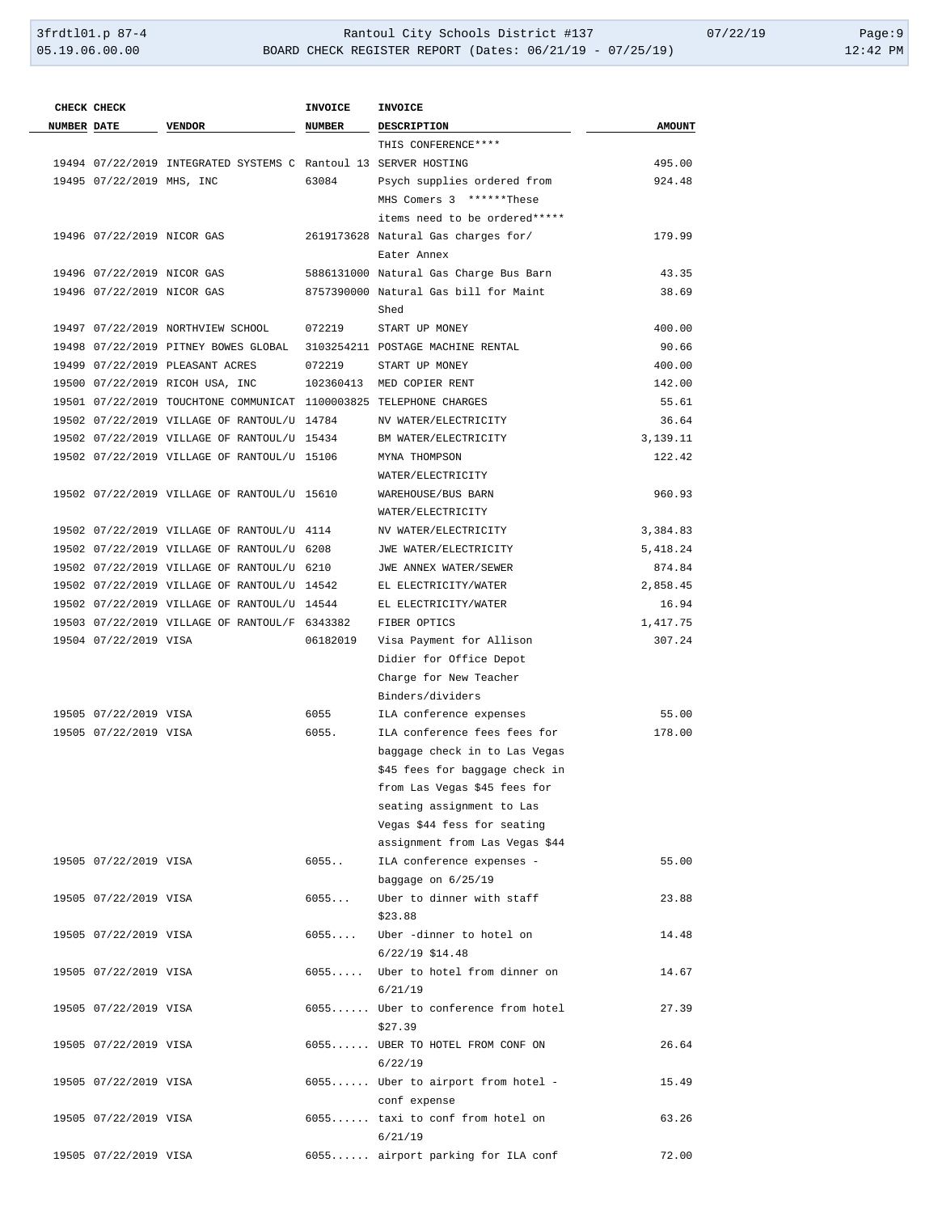| CHECK NUMBER | CHECK DATE | VENDOR | INVOICE NUMBER | INVOICE DESCRIPTION | AMOUNT |
|---|---|---|---|---|---|
| | | | | THIS CONFERENCE**** | |
| 19494 | 07/22/2019 | INTEGRATED SYSTEMS C | Rantoul 13 | SERVER HOSTING | 495.00 |
| 19495 | 07/22/2019 | MHS, INC | 63084 | Psych supplies ordered from MHS Comers 3 ******These items need to be ordered***** | 924.48 |
| 19496 | 07/22/2019 | NICOR GAS | 2619173628 | Natural Gas charges for/ Eater Annex | 179.99 |
| 19496 | 07/22/2019 | NICOR GAS | 5886131000 | Natural Gas Charge Bus Barn | 43.35 |
| 19496 | 07/22/2019 | NICOR GAS | 8757390000 | Natural Gas bill for Maint Shed | 38.69 |
| 19497 | 07/22/2019 | NORTHVIEW SCHOOL | 072219 | START UP MONEY | 400.00 |
| 19498 | 07/22/2019 | PITNEY BOWES GLOBAL | 3103254211 | POSTAGE MACHINE RENTAL | 90.66 |
| 19499 | 07/22/2019 | PLEASANT ACRES | 072219 | START UP MONEY | 400.00 |
| 19500 | 07/22/2019 | RICOH USA, INC | 102360413 | MED COPIER RENT | 142.00 |
| 19501 | 07/22/2019 | TOUCHTONE COMMUNICAT | 1100003825 | TELEPHONE CHARGES | 55.61 |
| 19502 | 07/22/2019 | VILLAGE OF RANTOUL/U | 14784 | NV WATER/ELECTRICITY | 36.64 |
| 19502 | 07/22/2019 | VILLAGE OF RANTOUL/U | 15434 | BM WATER/ELECTRICITY | 3,139.11 |
| 19502 | 07/22/2019 | VILLAGE OF RANTOUL/U | 15106 | MYNA THOMPSON WATER/ELECTRICITY | 122.42 |
| 19502 | 07/22/2019 | VILLAGE OF RANTOUL/U | 15610 | WAREHOUSE/BUS BARN WATER/ELECTRICITY | 960.93 |
| 19502 | 07/22/2019 | VILLAGE OF RANTOUL/U | 4114 | NV WATER/ELECTRICITY | 3,384.83 |
| 19502 | 07/22/2019 | VILLAGE OF RANTOUL/U | 6208 | JWE WATER/ELECTRICITY | 5,418.24 |
| 19502 | 07/22/2019 | VILLAGE OF RANTOUL/U | 6210 | JWE ANNEX WATER/SEWER | 874.84 |
| 19502 | 07/22/2019 | VILLAGE OF RANTOUL/U | 14542 | EL ELECTRICITY/WATER | 2,858.45 |
| 19502 | 07/22/2019 | VILLAGE OF RANTOUL/U | 14544 | EL ELECTRICITY/WATER | 16.94 |
| 19503 | 07/22/2019 | VILLAGE OF RANTOUL/F | 6343382 | FIBER OPTICS | 1,417.75 |
| 19504 | 07/22/2019 | VISA | 06182019 | Visa Payment for Allison Didier for Office Depot Charge for New Teacher Binders/dividers | 307.24 |
| 19505 | 07/22/2019 | VISA | 6055 | ILA conference expenses | 55.00 |
| 19505 | 07/22/2019 | VISA | 6055. | ILA conference fees fees for baggage check in to Las Vegas $45 fees for baggage check in from Las Vegas $45 fees for seating assignment to Las Vegas $44 fess for seating assignment from Las Vegas $44 | 178.00 |
| 19505 | 07/22/2019 | VISA | 6055.. | ILA conference expenses - baggage on 6/25/19 | 55.00 |
| 19505 | 07/22/2019 | VISA | 6055... | Uber to dinner with staff $23.88 | 23.88 |
| 19505 | 07/22/2019 | VISA | 6055.... | Uber -dinner to hotel on 6/22/19 $14.48 | 14.48 |
| 19505 | 07/22/2019 | VISA | 6055..... | Uber to hotel from dinner on 6/21/19 | 14.67 |
| 19505 | 07/22/2019 | VISA | 6055...... | Uber to conference from hotel $27.39 | 27.39 |
| 19505 | 07/22/2019 | VISA | 6055...... | UBER TO HOTEL FROM CONF ON 6/22/19 | 26.64 |
| 19505 | 07/22/2019 | VISA | 6055...... | Uber to airport from hotel - conf expense | 15.49 |
| 19505 | 07/22/2019 | VISA | 6055...... | taxi to conf from hotel on 6/21/19 | 63.26 |
| 19505 | 07/22/2019 | VISA | 6055...... | airport parking for ILA conf | 72.00 |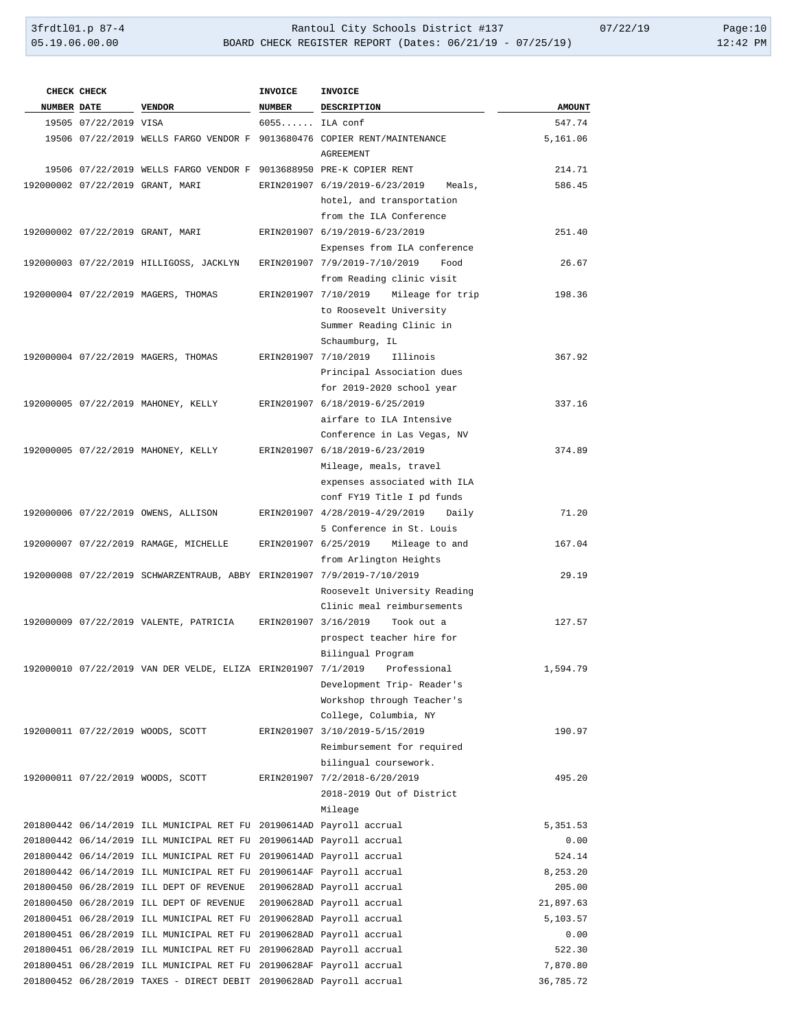| CHECK NUMBER | CHECK DATE | VENDOR | INVOICE NUMBER | INVOICE DESCRIPTION | AMOUNT |
|---|---|---|---|---|---|
| 19505 | 07/22/2019 | VISA | 6055...... | ILA conf | 547.74 |
| 19506 | 07/22/2019 | WELLS FARGO VENDOR F | 9013680476 | COPIER RENT/MAINTENANCE AGREEMENT | 5,161.06 |
| 19506 | 07/22/2019 | WELLS FARGO VENDOR F | 9013688950 | PRE-K COPIER RENT | 214.71 |
| 192000002 | 07/22/2019 | GRANT, MARI | ERIN201907 | 6/19/2019-6/23/2019 Meals, hotel, and transportation from the ILA Conference | 586.45 |
| 192000002 | 07/22/2019 | GRANT, MARI | ERIN201907 | 6/19/2019-6/23/2019 Expenses from ILA conference | 251.40 |
| 192000003 | 07/22/2019 | HILLIGOSS, JACKLYN | ERIN201907 | 7/9/2019-7/10/2019 Food from Reading clinic visit | 26.67 |
| 192000004 | 07/22/2019 | MAGERS, THOMAS | ERIN201907 | 7/10/2019 Mileage for trip to Roosevelt University Summer Reading Clinic in Schaumburg, IL | 198.36 |
| 192000004 | 07/22/2019 | MAGERS, THOMAS | ERIN201907 | 7/10/2019 Illinois Principal Association dues for 2019-2020 school year | 367.92 |
| 192000005 | 07/22/2019 | MAHONEY, KELLY | ERIN201907 | 6/18/2019-6/25/2019 airfare to ILA Intensive Conference in Las Vegas, NV | 337.16 |
| 192000005 | 07/22/2019 | MAHONEY, KELLY | ERIN201907 | 6/18/2019-6/23/2019 Mileage, meals, travel expenses associated with ILA conf FY19 Title I pd funds | 374.89 |
| 192000006 | 07/22/2019 | OWENS, ALLISON | ERIN201907 | 4/28/2019-4/29/2019 Daily 5 Conference in St. Louis | 71.20 |
| 192000007 | 07/22/2019 | RAMAGE, MICHELLE | ERIN201907 | 6/25/2019 Mileage to and from Arlington Heights | 167.04 |
| 192000008 | 07/22/2019 | SCHWARZENTRAUB, ABBY | ERIN201907 | 7/9/2019-7/10/2019 Roosevelt University Reading Clinic meal reimbursements | 29.19 |
| 192000009 | 07/22/2019 | VALENTE, PATRICIA | ERIN201907 | 3/16/2019 Took out a prospect teacher hire for Bilingual Program | 127.57 |
| 192000010 | 07/22/2019 | VAN DER VELDE, ELIZA | ERIN201907 | 7/1/2019 Professional Development Trip- Reader's Workshop through Teacher's College, Columbia, NY | 1,594.79 |
| 192000011 | 07/22/2019 | WOODS, SCOTT | ERIN201907 | 3/10/2019-5/15/2019 Reimbursement for required bilingual coursework. | 190.97 |
| 192000011 | 07/22/2019 | WOODS, SCOTT | ERIN201907 | 7/2/2018-6/20/2019 2018-2019 Out of District Mileage | 495.20 |
| 201800442 | 06/14/2019 | ILL MUNICIPAL RET FU | 20190614AD | Payroll accrual | 5,351.53 |
| 201800442 | 06/14/2019 | ILL MUNICIPAL RET FU | 20190614AD | Payroll accrual | 0.00 |
| 201800442 | 06/14/2019 | ILL MUNICIPAL RET FU | 20190614AD | Payroll accrual | 524.14 |
| 201800442 | 06/14/2019 | ILL MUNICIPAL RET FU | 20190614AF | Payroll accrual | 8,253.20 |
| 201800450 | 06/28/2019 | ILL DEPT OF REVENUE | 20190628AD | Payroll accrual | 205.00 |
| 201800450 | 06/28/2019 | ILL DEPT OF REVENUE | 20190628AD | Payroll accrual | 21,897.63 |
| 201800451 | 06/28/2019 | ILL MUNICIPAL RET FU | 20190628AD | Payroll accrual | 5,103.57 |
| 201800451 | 06/28/2019 | ILL MUNICIPAL RET FU | 20190628AD | Payroll accrual | 0.00 |
| 201800451 | 06/28/2019 | ILL MUNICIPAL RET FU | 20190628AD | Payroll accrual | 522.30 |
| 201800451 | 06/28/2019 | ILL MUNICIPAL RET FU | 20190628AF | Payroll accrual | 7,870.80 |
| 201800452 | 06/28/2019 | TAXES - DIRECT DEBIT | 20190628AD | Payroll accrual | 36,785.72 |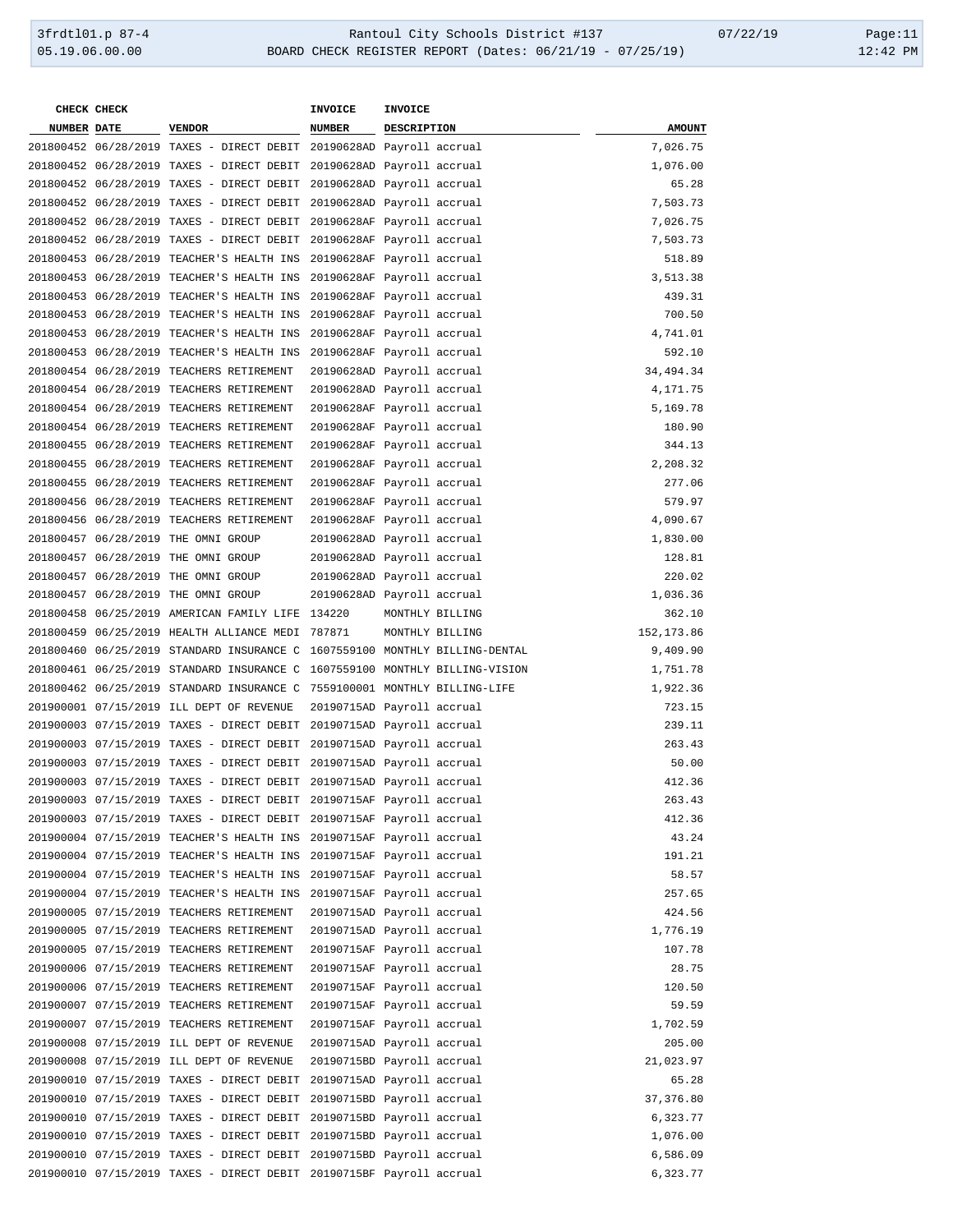| CHECK NUMBER | CHECK DATE | VENDOR | INVOICE NUMBER | INVOICE DESCRIPTION | AMOUNT |
|---|---|---|---|---|---|
| 201800452 | 06/28/2019 | TAXES - DIRECT DEBIT | 20190628AD | Payroll accrual | 7,026.75 |
| 201800452 | 06/28/2019 | TAXES - DIRECT DEBIT | 20190628AD | Payroll accrual | 1,076.00 |
| 201800452 | 06/28/2019 | TAXES - DIRECT DEBIT | 20190628AD | Payroll accrual | 65.28 |
| 201800452 | 06/28/2019 | TAXES - DIRECT DEBIT | 20190628AD | Payroll accrual | 7,503.73 |
| 201800452 | 06/28/2019 | TAXES - DIRECT DEBIT | 20190628AF | Payroll accrual | 7,026.75 |
| 201800452 | 06/28/2019 | TAXES - DIRECT DEBIT | 20190628AF | Payroll accrual | 7,503.73 |
| 201800453 | 06/28/2019 | TEACHER'S HEALTH INS | 20190628AF | Payroll accrual | 518.89 |
| 201800453 | 06/28/2019 | TEACHER'S HEALTH INS | 20190628AF | Payroll accrual | 3,513.38 |
| 201800453 | 06/28/2019 | TEACHER'S HEALTH INS | 20190628AF | Payroll accrual | 439.31 |
| 201800453 | 06/28/2019 | TEACHER'S HEALTH INS | 20190628AF | Payroll accrual | 700.50 |
| 201800453 | 06/28/2019 | TEACHER'S HEALTH INS | 20190628AF | Payroll accrual | 4,741.01 |
| 201800453 | 06/28/2019 | TEACHER'S HEALTH INS | 20190628AF | Payroll accrual | 592.10 |
| 201800454 | 06/28/2019 | TEACHERS RETIREMENT | 20190628AD | Payroll accrual | 34,494.34 |
| 201800454 | 06/28/2019 | TEACHERS RETIREMENT | 20190628AD | Payroll accrual | 4,171.75 |
| 201800454 | 06/28/2019 | TEACHERS RETIREMENT | 20190628AF | Payroll accrual | 5,169.78 |
| 201800454 | 06/28/2019 | TEACHERS RETIREMENT | 20190628AF | Payroll accrual | 180.90 |
| 201800455 | 06/28/2019 | TEACHERS RETIREMENT | 20190628AF | Payroll accrual | 344.13 |
| 201800455 | 06/28/2019 | TEACHERS RETIREMENT | 20190628AF | Payroll accrual | 2,208.32 |
| 201800455 | 06/28/2019 | TEACHERS RETIREMENT | 20190628AF | Payroll accrual | 277.06 |
| 201800456 | 06/28/2019 | TEACHERS RETIREMENT | 20190628AF | Payroll accrual | 579.97 |
| 201800456 | 06/28/2019 | TEACHERS RETIREMENT | 20190628AF | Payroll accrual | 4,090.67 |
| 201800457 | 06/28/2019 | THE OMNI GROUP | 20190628AD | Payroll accrual | 1,830.00 |
| 201800457 | 06/28/2019 | THE OMNI GROUP | 20190628AD | Payroll accrual | 128.81 |
| 201800457 | 06/28/2019 | THE OMNI GROUP | 20190628AD | Payroll accrual | 220.02 |
| 201800457 | 06/28/2019 | THE OMNI GROUP | 20190628AD | Payroll accrual | 1,036.36 |
| 201800458 | 06/25/2019 | AMERICAN FAMILY LIFE | 134220 | MONTHLY BILLING | 362.10 |
| 201800459 | 06/25/2019 | HEALTH ALLIANCE MEDI | 787871 | MONTHLY BILLING | 152,173.86 |
| 201800460 | 06/25/2019 | STANDARD INSURANCE C | 1607559100 | MONTHLY BILLING-DENTAL | 9,409.90 |
| 201800461 | 06/25/2019 | STANDARD INSURANCE C | 1607559100 | MONTHLY BILLING-VISION | 1,751.78 |
| 201800462 | 06/25/2019 | STANDARD INSURANCE C | 7559100001 | MONTHLY BILLING-LIFE | 1,922.36 |
| 201900001 | 07/15/2019 | ILL DEPT OF REVENUE | 20190715AD | Payroll accrual | 723.15 |
| 201900003 | 07/15/2019 | TAXES - DIRECT DEBIT | 20190715AD | Payroll accrual | 239.11 |
| 201900003 | 07/15/2019 | TAXES - DIRECT DEBIT | 20190715AD | Payroll accrual | 263.43 |
| 201900003 | 07/15/2019 | TAXES - DIRECT DEBIT | 20190715AD | Payroll accrual | 50.00 |
| 201900003 | 07/15/2019 | TAXES - DIRECT DEBIT | 20190715AD | Payroll accrual | 412.36 |
| 201900003 | 07/15/2019 | TAXES - DIRECT DEBIT | 20190715AF | Payroll accrual | 263.43 |
| 201900003 | 07/15/2019 | TAXES - DIRECT DEBIT | 20190715AF | Payroll accrual | 412.36 |
| 201900004 | 07/15/2019 | TEACHER'S HEALTH INS | 20190715AF | Payroll accrual | 43.24 |
| 201900004 | 07/15/2019 | TEACHER'S HEALTH INS | 20190715AF | Payroll accrual | 191.21 |
| 201900004 | 07/15/2019 | TEACHER'S HEALTH INS | 20190715AF | Payroll accrual | 58.57 |
| 201900004 | 07/15/2019 | TEACHER'S HEALTH INS | 20190715AF | Payroll accrual | 257.65 |
| 201900005 | 07/15/2019 | TEACHERS RETIREMENT | 20190715AD | Payroll accrual | 424.56 |
| 201900005 | 07/15/2019 | TEACHERS RETIREMENT | 20190715AD | Payroll accrual | 1,776.19 |
| 201900005 | 07/15/2019 | TEACHERS RETIREMENT | 20190715AF | Payroll accrual | 107.78 |
| 201900006 | 07/15/2019 | TEACHERS RETIREMENT | 20190715AF | Payroll accrual | 28.75 |
| 201900006 | 07/15/2019 | TEACHERS RETIREMENT | 20190715AF | Payroll accrual | 120.50 |
| 201900007 | 07/15/2019 | TEACHERS RETIREMENT | 20190715AF | Payroll accrual | 59.59 |
| 201900007 | 07/15/2019 | TEACHERS RETIREMENT | 20190715AF | Payroll accrual | 1,702.59 |
| 201900008 | 07/15/2019 | ILL DEPT OF REVENUE | 20190715AD | Payroll accrual | 205.00 |
| 201900008 | 07/15/2019 | ILL DEPT OF REVENUE | 20190715BD | Payroll accrual | 21,023.97 |
| 201900010 | 07/15/2019 | TAXES - DIRECT DEBIT | 20190715AD | Payroll accrual | 65.28 |
| 201900010 | 07/15/2019 | TAXES - DIRECT DEBIT | 20190715BD | Payroll accrual | 37,376.80 |
| 201900010 | 07/15/2019 | TAXES - DIRECT DEBIT | 20190715BD | Payroll accrual | 6,323.77 |
| 201900010 | 07/15/2019 | TAXES - DIRECT DEBIT | 20190715BD | Payroll accrual | 1,076.00 |
| 201900010 | 07/15/2019 | TAXES - DIRECT DEBIT | 20190715BD | Payroll accrual | 6,586.09 |
| 201900010 | 07/15/2019 | TAXES - DIRECT DEBIT | 20190715BF | Payroll accrual | 6,323.77 |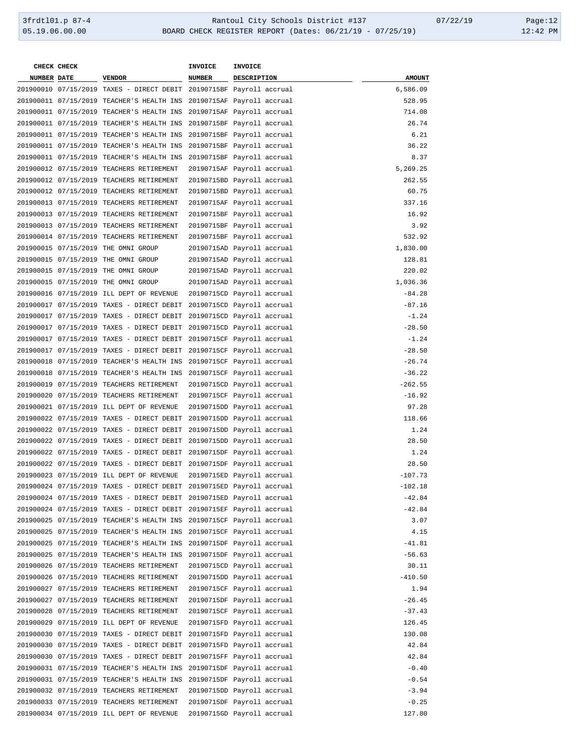| CHECK NUMBER | CHECK DATE | VENDOR | INVOICE NUMBER | INVOICE DESCRIPTION | AMOUNT |
|---|---|---|---|---|---|
| 201900010 | 07/15/2019 | TAXES - DIRECT DEBIT | 20190715BF | Payroll accrual | 6,586.09 |
| 201900011 | 07/15/2019 | TEACHER'S HEALTH INS | 20190715AF | Payroll accrual | 528.95 |
| 201900011 | 07/15/2019 | TEACHER'S HEALTH INS | 20190715AF | Payroll accrual | 714.08 |
| 201900011 | 07/15/2019 | TEACHER'S HEALTH INS | 20190715BF | Payroll accrual | 26.74 |
| 201900011 | 07/15/2019 | TEACHER'S HEALTH INS | 20190715BF | Payroll accrual | 6.21 |
| 201900011 | 07/15/2019 | TEACHER'S HEALTH INS | 20190715BF | Payroll accrual | 36.22 |
| 201900011 | 07/15/2019 | TEACHER'S HEALTH INS | 20190715BF | Payroll accrual | 8.37 |
| 201900012 | 07/15/2019 | TEACHERS RETIREMENT | 20190715AF | Payroll accrual | 5,269.25 |
| 201900012 | 07/15/2019 | TEACHERS RETIREMENT | 20190715BD | Payroll accrual | 262.55 |
| 201900012 | 07/15/2019 | TEACHERS RETIREMENT | 20190715BD | Payroll accrual | 60.75 |
| 201900013 | 07/15/2019 | TEACHERS RETIREMENT | 20190715AF | Payroll accrual | 337.16 |
| 201900013 | 07/15/2019 | TEACHERS RETIREMENT | 20190715BF | Payroll accrual | 16.92 |
| 201900013 | 07/15/2019 | TEACHERS RETIREMENT | 20190715BF | Payroll accrual | 3.92 |
| 201900014 | 07/15/2019 | TEACHERS RETIREMENT | 20190715BF | Payroll accrual | 532.92 |
| 201900015 | 07/15/2019 | THE OMNI GROUP | 20190715AD | Payroll accrual | 1,830.00 |
| 201900015 | 07/15/2019 | THE OMNI GROUP | 20190715AD | Payroll accrual | 128.81 |
| 201900015 | 07/15/2019 | THE OMNI GROUP | 20190715AD | Payroll accrual | 220.02 |
| 201900015 | 07/15/2019 | THE OMNI GROUP | 20190715AD | Payroll accrual | 1,036.36 |
| 201900016 | 07/15/2019 | ILL DEPT OF REVENUE | 20190715CD | Payroll accrual | -84.28 |
| 201900017 | 07/15/2019 | TAXES - DIRECT DEBIT | 20190715CD | Payroll accrual | -87.16 |
| 201900017 | 07/15/2019 | TAXES - DIRECT DEBIT | 20190715CD | Payroll accrual | -1.24 |
| 201900017 | 07/15/2019 | TAXES - DIRECT DEBIT | 20190715CD | Payroll accrual | -28.50 |
| 201900017 | 07/15/2019 | TAXES - DIRECT DEBIT | 20190715CF | Payroll accrual | -1.24 |
| 201900017 | 07/15/2019 | TAXES - DIRECT DEBIT | 20190715CF | Payroll accrual | -28.50 |
| 201900018 | 07/15/2019 | TEACHER'S HEALTH INS | 20190715CF | Payroll accrual | -26.74 |
| 201900018 | 07/15/2019 | TEACHER'S HEALTH INS | 20190715CF | Payroll accrual | -36.22 |
| 201900019 | 07/15/2019 | TEACHERS RETIREMENT | 20190715CD | Payroll accrual | -262.55 |
| 201900020 | 07/15/2019 | TEACHERS RETIREMENT | 20190715CF | Payroll accrual | -16.92 |
| 201900021 | 07/15/2019 | ILL DEPT OF REVENUE | 20190715DD | Payroll accrual | 97.28 |
| 201900022 | 07/15/2019 | TAXES - DIRECT DEBIT | 20190715DD | Payroll accrual | 118.66 |
| 201900022 | 07/15/2019 | TAXES - DIRECT DEBIT | 20190715DD | Payroll accrual | 1.24 |
| 201900022 | 07/15/2019 | TAXES - DIRECT DEBIT | 20190715DD | Payroll accrual | 28.50 |
| 201900022 | 07/15/2019 | TAXES - DIRECT DEBIT | 20190715DF | Payroll accrual | 1.24 |
| 201900022 | 07/15/2019 | TAXES - DIRECT DEBIT | 20190715DF | Payroll accrual | 28.50 |
| 201900023 | 07/15/2019 | ILL DEPT OF REVENUE | 20190715ED | Payroll accrual | -107.73 |
| 201900024 | 07/15/2019 | TAXES - DIRECT DEBIT | 20190715ED | Payroll accrual | -102.18 |
| 201900024 | 07/15/2019 | TAXES - DIRECT DEBIT | 20190715ED | Payroll accrual | -42.84 |
| 201900024 | 07/15/2019 | TAXES - DIRECT DEBIT | 20190715EF | Payroll accrual | -42.84 |
| 201900025 | 07/15/2019 | TEACHER'S HEALTH INS | 20190715CF | Payroll accrual | 3.07 |
| 201900025 | 07/15/2019 | TEACHER'S HEALTH INS | 20190715CF | Payroll accrual | 4.15 |
| 201900025 | 07/15/2019 | TEACHER'S HEALTH INS | 20190715DF | Payroll accrual | -41.81 |
| 201900025 | 07/15/2019 | TEACHER'S HEALTH INS | 20190715DF | Payroll accrual | -56.63 |
| 201900026 | 07/15/2019 | TEACHERS RETIREMENT | 20190715CD | Payroll accrual | 30.11 |
| 201900026 | 07/15/2019 | TEACHERS RETIREMENT | 20190715DD | Payroll accrual | -410.50 |
| 201900027 | 07/15/2019 | TEACHERS RETIREMENT | 20190715CF | Payroll accrual | 1.94 |
| 201900027 | 07/15/2019 | TEACHERS RETIREMENT | 20190715DF | Payroll accrual | -26.45 |
| 201900028 | 07/15/2019 | TEACHERS RETIREMENT | 20190715CF | Payroll accrual | -37.43 |
| 201900029 | 07/15/2019 | ILL DEPT OF REVENUE | 20190715FD | Payroll accrual | 126.45 |
| 201900030 | 07/15/2019 | TAXES - DIRECT DEBIT | 20190715FD | Payroll accrual | 130.08 |
| 201900030 | 07/15/2019 | TAXES - DIRECT DEBIT | 20190715FD | Payroll accrual | 42.84 |
| 201900030 | 07/15/2019 | TAXES - DIRECT DEBIT | 20190715FF | Payroll accrual | 42.84 |
| 201900031 | 07/15/2019 | TEACHER'S HEALTH INS | 20190715DF | Payroll accrual | -0.40 |
| 201900031 | 07/15/2019 | TEACHER'S HEALTH INS | 20190715DF | Payroll accrual | -0.54 |
| 201900032 | 07/15/2019 | TEACHERS RETIREMENT | 20190715DD | Payroll accrual | -3.94 |
| 201900033 | 07/15/2019 | TEACHERS RETIREMENT | 20190715DF | Payroll accrual | -0.25 |
| 201900034 | 07/15/2019 | ILL DEPT OF REVENUE | 20190715GD | Payroll accrual | 127.80 |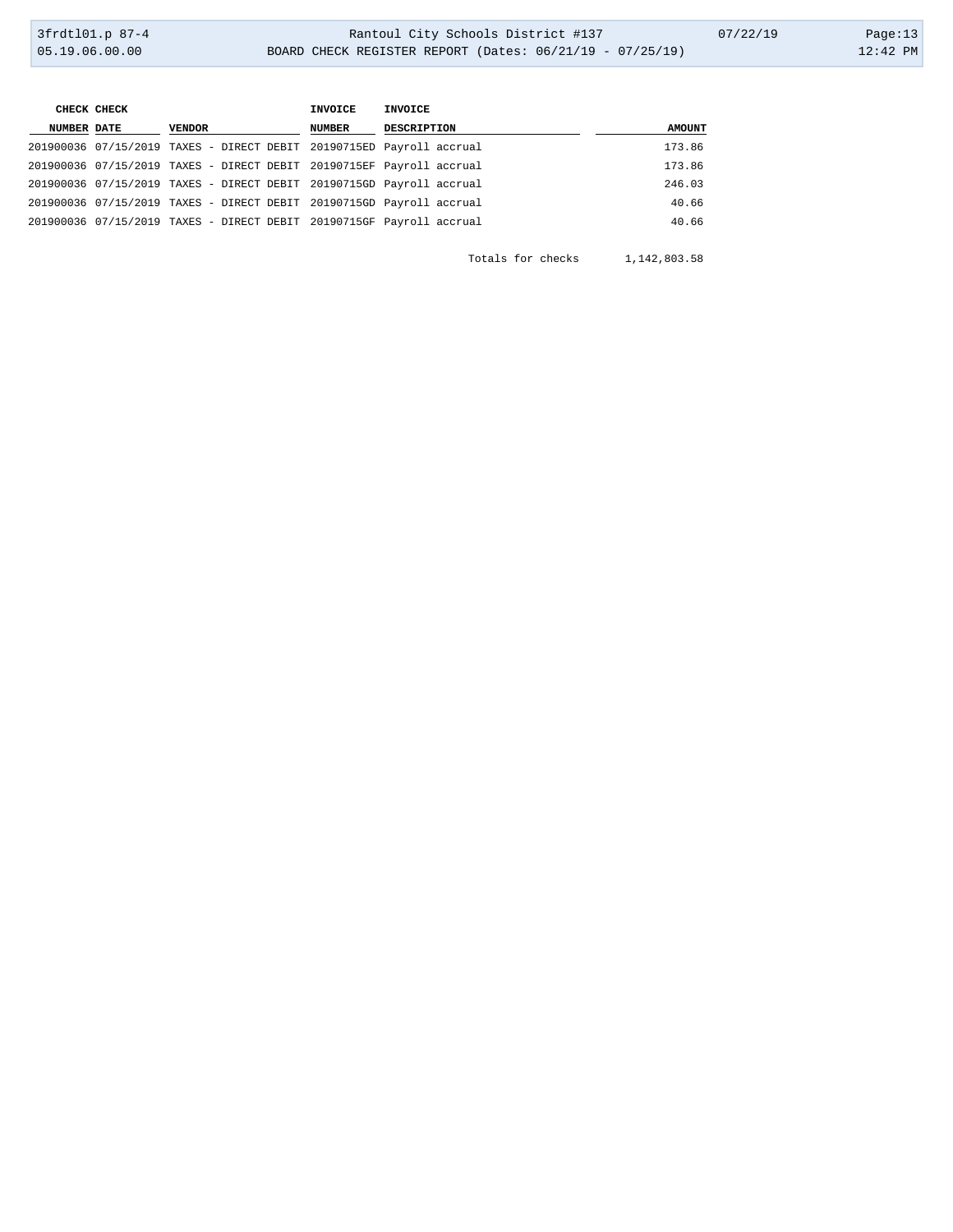| CHECK NUMBER | CHECK DATE | VENDOR | INVOICE NUMBER | INVOICE DESCRIPTION | AMOUNT |
| --- | --- | --- | --- | --- | --- |
| 201900036 | 07/15/2019 | TAXES - DIRECT DEBIT | 20190715ED | Payroll accrual | 173.86 |
| 201900036 | 07/15/2019 | TAXES - DIRECT DEBIT | 20190715EF | Payroll accrual | 173.86 |
| 201900036 | 07/15/2019 | TAXES - DIRECT DEBIT | 20190715GD | Payroll accrual | 246.03 |
| 201900036 | 07/15/2019 | TAXES - DIRECT DEBIT | 20190715GD | Payroll accrual | 40.66 |
| 201900036 | 07/15/2019 | TAXES - DIRECT DEBIT | 20190715GF | Payroll accrual | 40.66 |

Totals for checks 1,142,803.58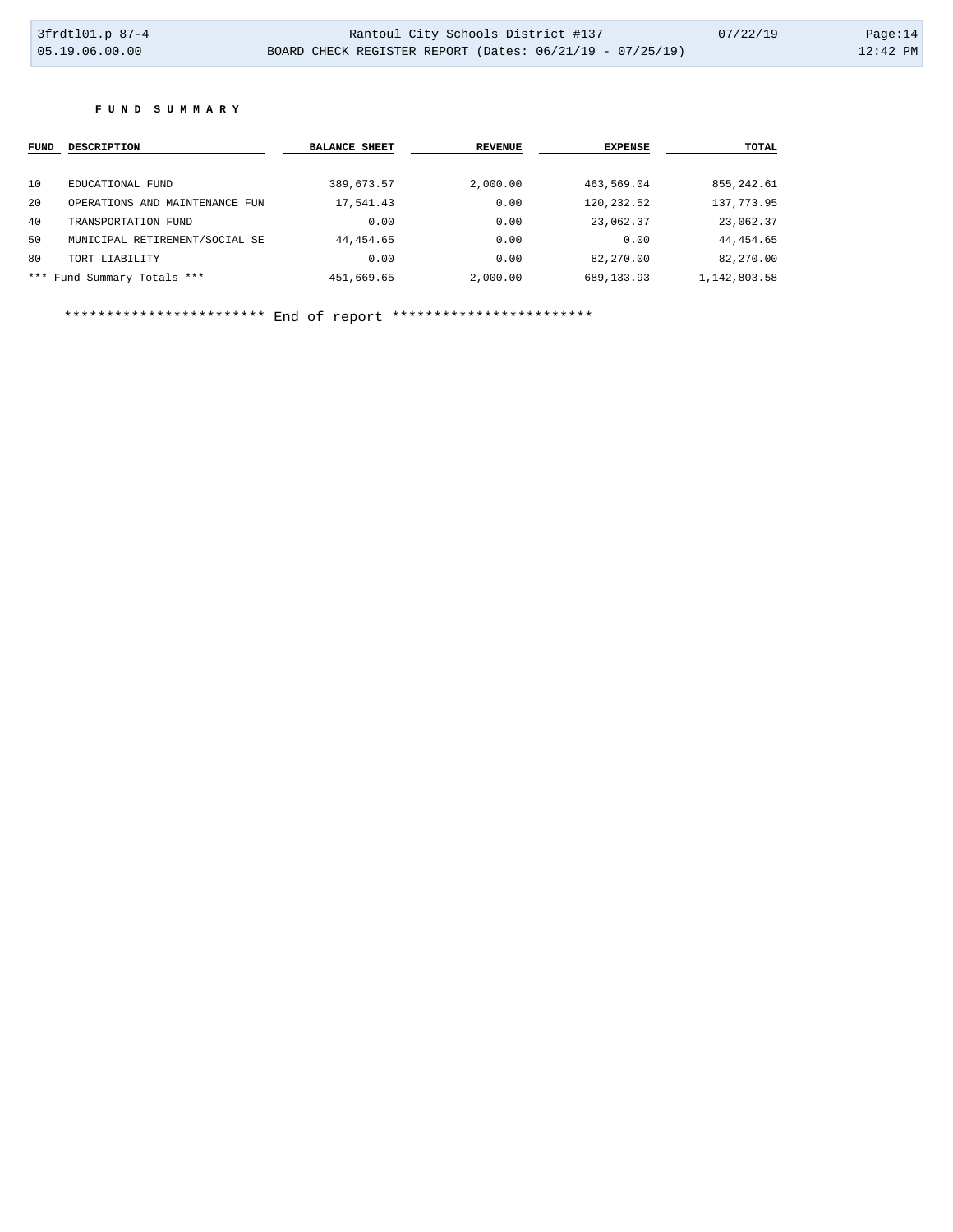**F U N D   S U M M A R Y**

| FUND | DESCRIPTION | BALANCE SHEET | REVENUE | EXPENSE | TOTAL |
|---|---|---|---|---|---|
| 10 | EDUCATIONAL FUND | 389,673.57 | 2,000.00 | 463,569.04 | 855,242.61 |
| 20 | OPERATIONS AND MAINTENANCE FUN | 17,541.43 | 0.00 | 120,232.52 | 137,773.95 |
| 40 | TRANSPORTATION FUND | 0.00 | 0.00 | 23,062.37 | 23,062.37 |
| 50 | MUNICIPAL RETIREMENT/SOCIAL SE | 44,454.65 | 0.00 | 0.00 | 44,454.65 |
| 80 | TORT LIABILITY | 0.00 | 0.00 | 82,270.00 | 82,270.00 |
| *** Fund Summary Totals *** | | 451,669.65 | 2,000.00 | 689,133.93 | 1,142,803.58 |

************************ End of report ************************